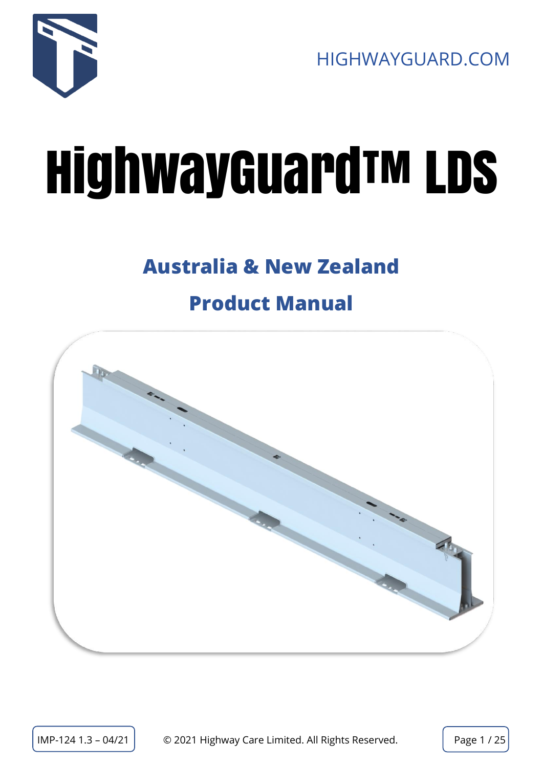HIGHWAYGUARD.COM

# HighwayGuard™ LDS

## Australia & New Zealand

## Product Manual

IMP-124 1.3 – 04/21

© 2021 Highway Care Limited. All Rights Reserved.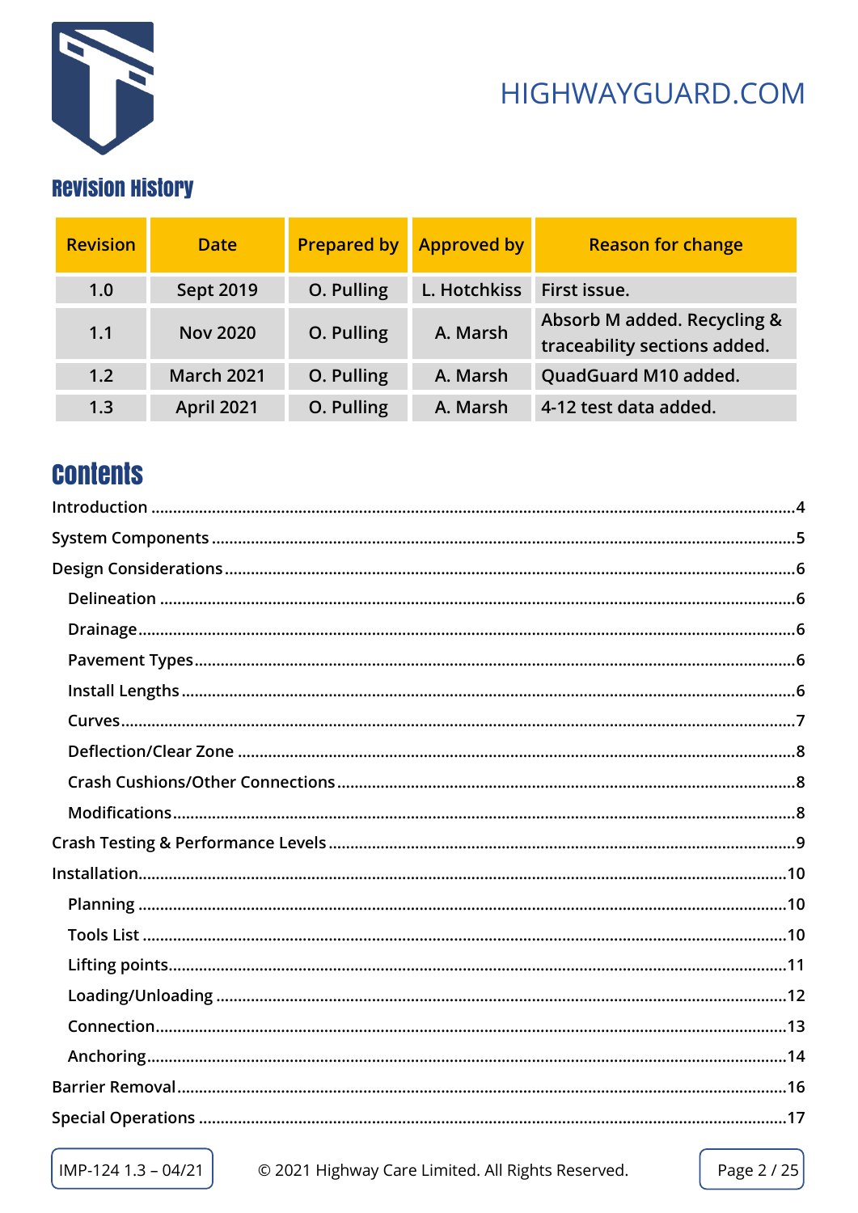## Revision History

| Revision | Date | Prepared by | Approved by | Reason for change |
|---|---|---|---|---|
| 1.0 | Sept 2019 | O. Pulling | L. Hotchkiss | First issue. |
| 1.1 | Nov 2020 | O. Pulling | A. Marsh | Absorb M added. Recycling & traceability sections added. |
| 1.2 | March 2021 | O. Pulling | A. Marsh | QuadGuard M10 added. |
| 1.3 | April 2021 | O. Pulling | A. Marsh | 4-12 test data added. |

## Contents

- Introduction ....................................................4
- System Components ....................................................5
- Design Considerations ....................................................6
  - Delineation ....................................................6
  - Drainage ....................................................6
  - Pavement Types ....................................................6
  - Install Lengths ....................................................6
  - Curves ....................................................7
  - Deflection/Clear Zone ....................................................8
  - Crash Cushions/Other Connections ....................................................8
  - Modifications ....................................................8
- Crash Testing & Performance Levels ....................................................9
- Installation ....................................................10
  - Planning ....................................................10
  - Tools List ....................................................10
  - Lifting points ....................................................11
  - Loading/Unloading ....................................................12
  - Connection ....................................................13
  - Anchoring ....................................................14
- Barrier Removal ....................................................16
- Special Operations ....................................................17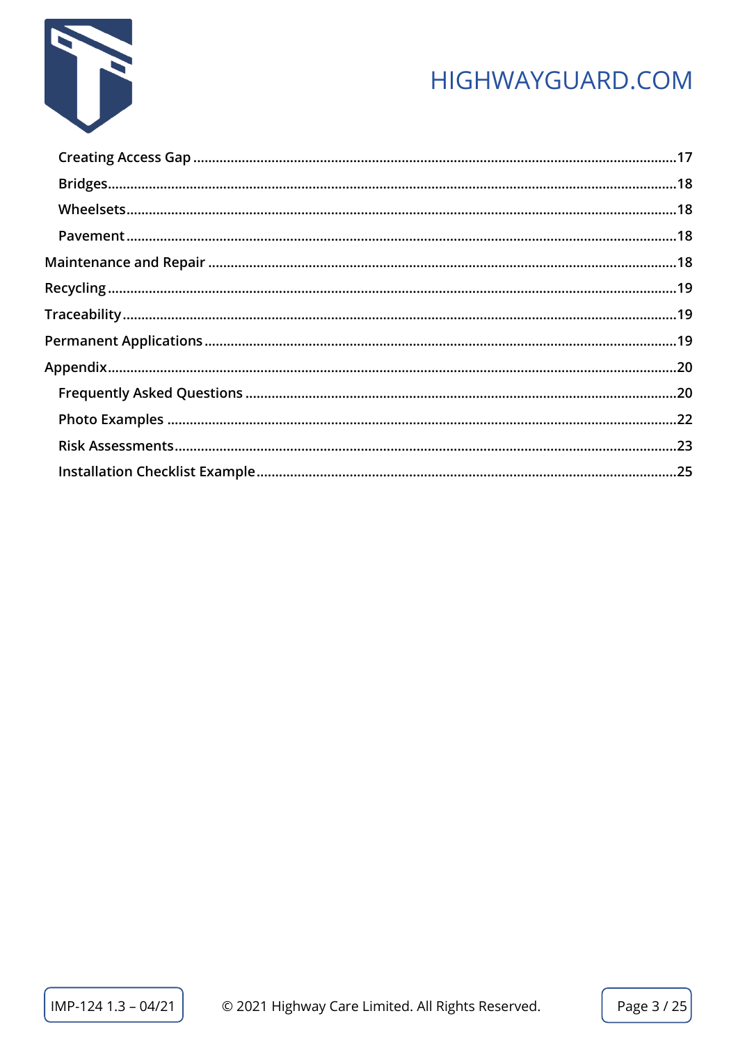- Creating Access Gap ........ 17
- Bridges ........ 18
- Wheelsets ........ 18
- Pavement ........ 18

Maintenance and Repair ........ 18

Recycling ........ 19

Traceability ........ 19

Permanent Applications ........ 19

Appendix ........ 20

- Frequently Asked Questions ........ 20
- Photo Examples ........ 22
- Risk Assessments ........ 23
- Installation Checklist Example ........ 25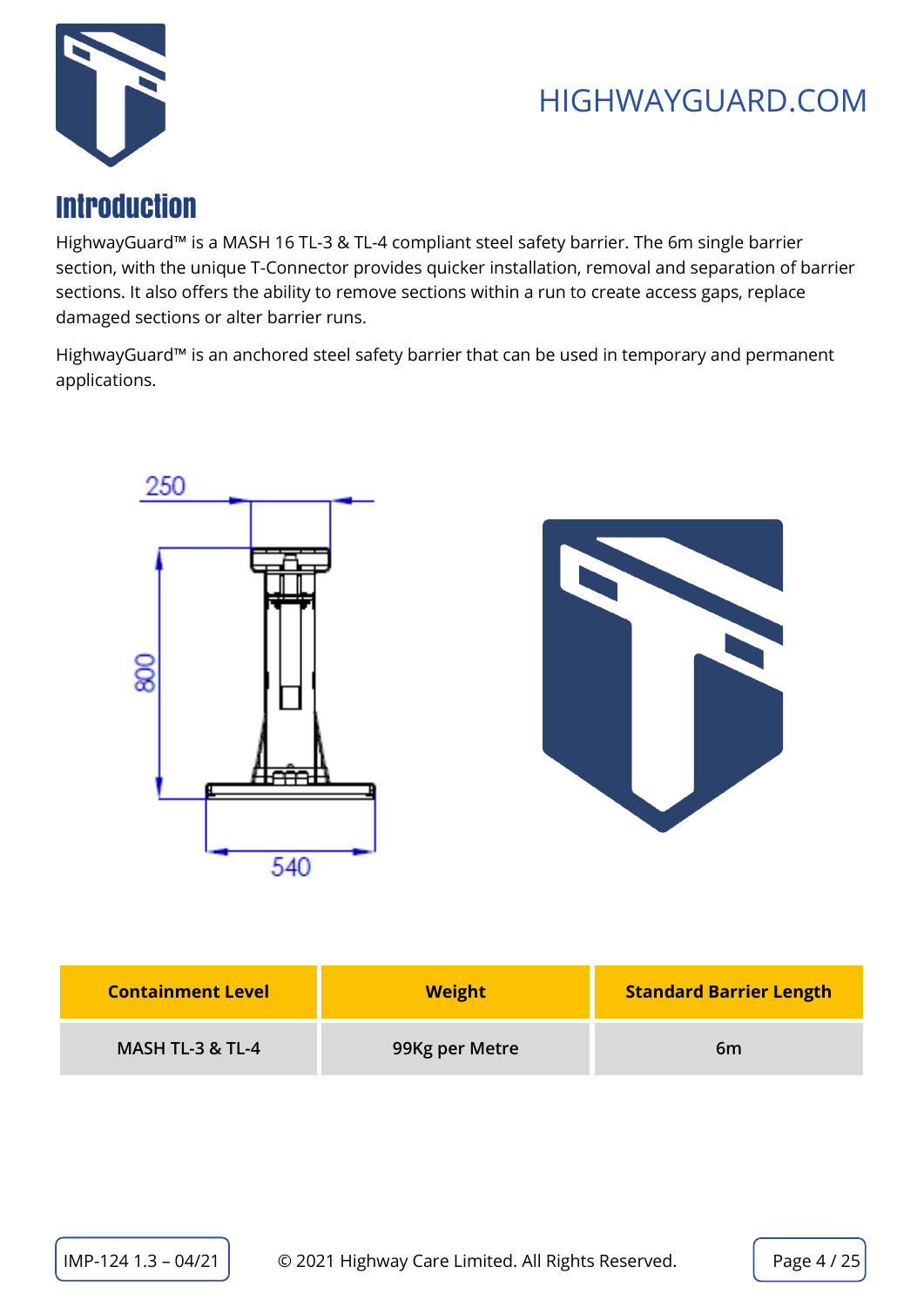# Introduction

HighwayGuard™ is a MASH 16 TL-3 & TL-4 compliant steel safety barrier. The 6m single barrier section, with the unique T-Connector provides quicker installation, removal and separation of barrier sections. It also offers the ability to remove sections within a run to create access gaps, replace damaged sections or alter barrier runs.

HighwayGuard™ is an anchored steel safety barrier that can be used in temporary and permanent applications.

250

800

540

| Containment Level | Weight | Standard Barrier Length |
|---|---|---|
| MASH TL-3 & TL-4 | 99Kg per Metre | 6m |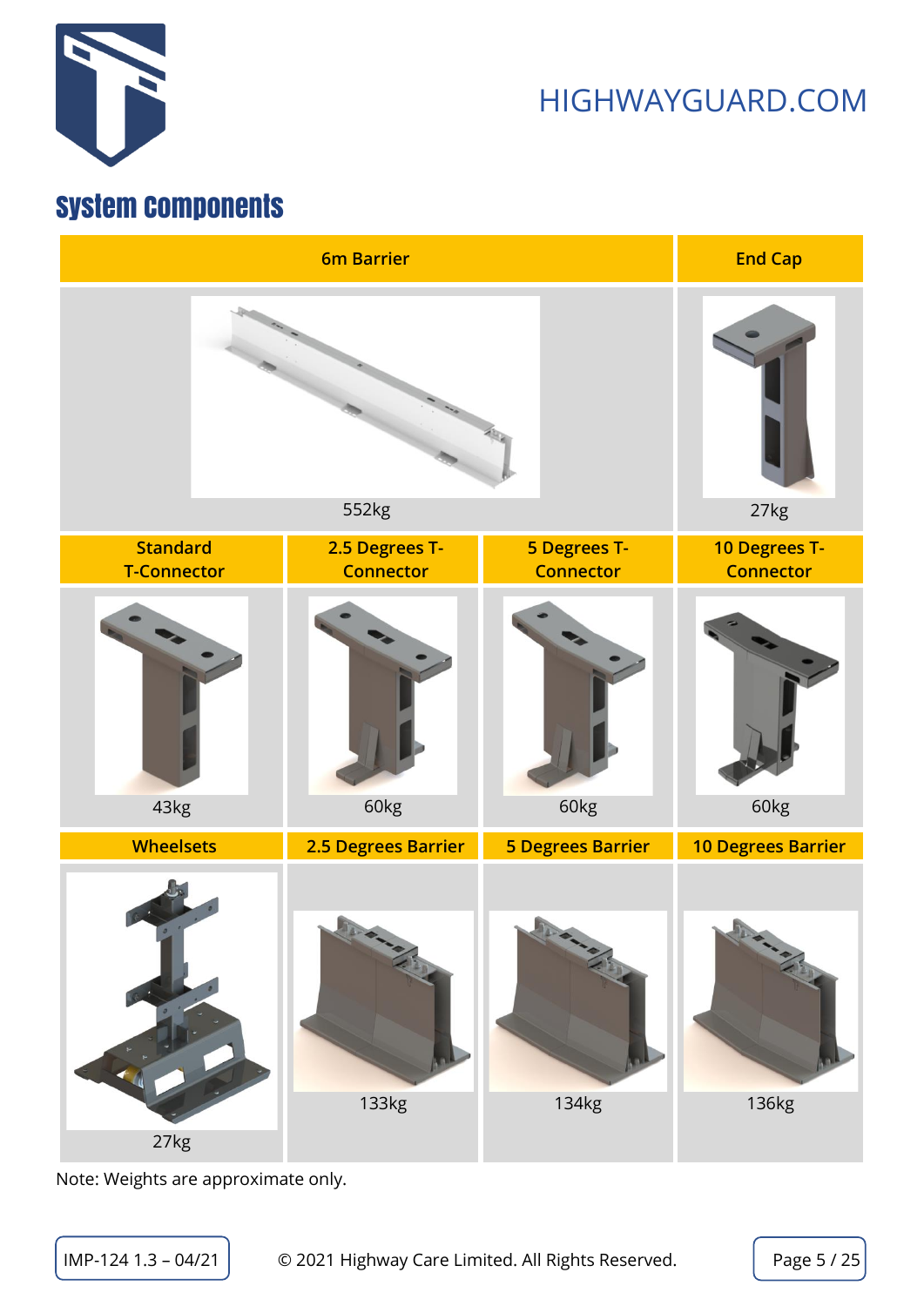## System components

| 6m Barrier | End Cap |
|---|---|
| 552kg | 27kg |

| Standard T-Connector | 2.5 Degrees T-Connector | 5 Degrees T-Connector | 10 Degrees T-Connector |
|---|---|---|---|
| 43kg | 60kg | 60kg | 60kg |

| Wheelsets | 2.5 Degrees Barrier | 5 Degrees Barrier | 10 Degrees Barrier |
|---|---|---|---|
| 27kg | 133kg | 134kg | 136kg |

Note: Weights are approximate only.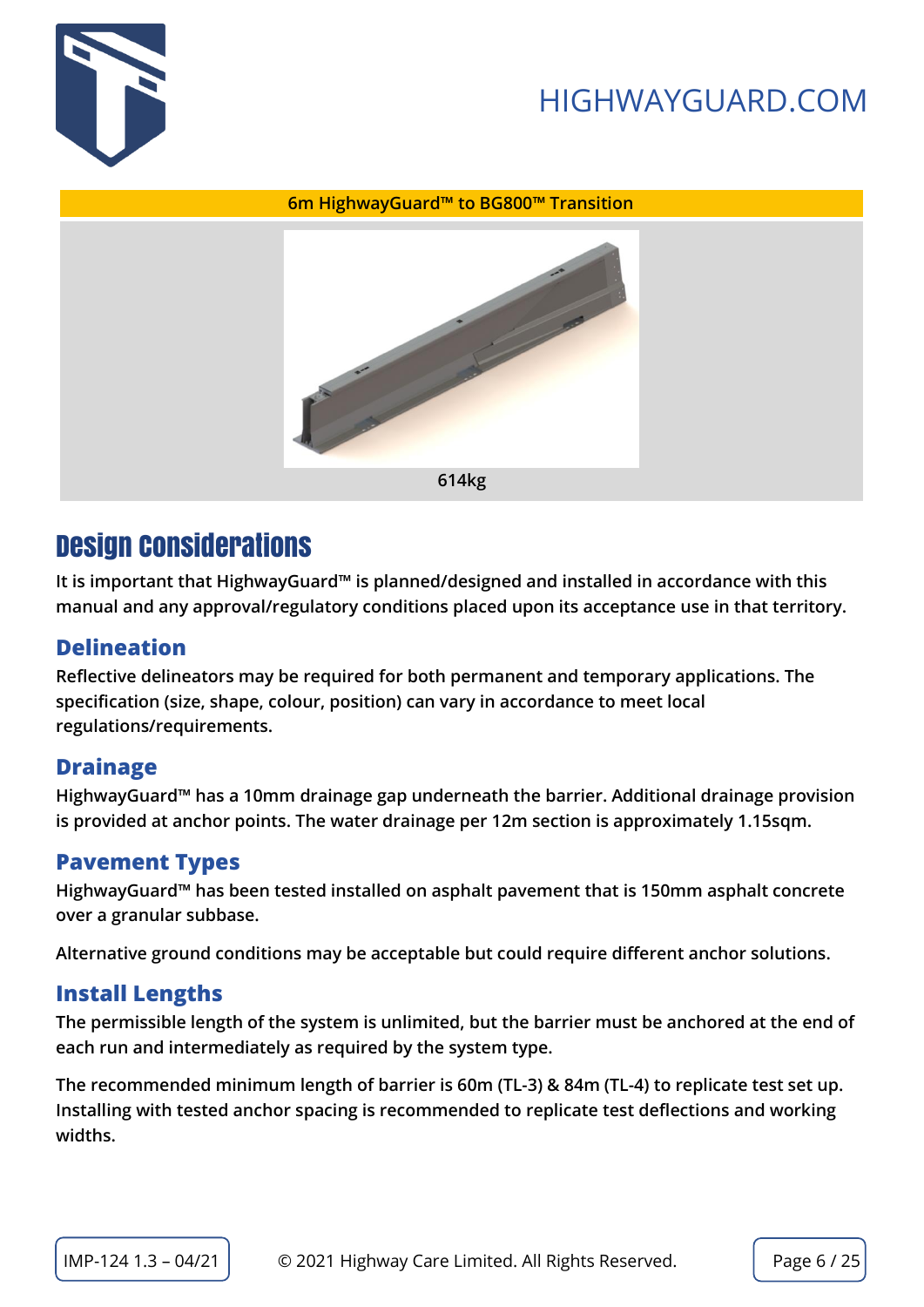**6m HighwayGuard™ to BG800™ Transition**

614kg

# Design Considerations

It is important that HighwayGuard™ is planned/designed and installed in accordance with this manual and any approval/regulatory conditions placed upon its acceptance use in that territory.

## Delineation

Reflective delineators may be required for both permanent and temporary applications. The specification (size, shape, colour, position) can vary in accordance to meet local regulations/requirements.

## Drainage

HighwayGuard™ has a 10mm drainage gap underneath the barrier. Additional drainage provision is provided at anchor points. The water drainage per 12m section is approximately 1.15sqm.

## Pavement Types

HighwayGuard™ has been tested installed on asphalt pavement that is 150mm asphalt concrete over a granular subbase.

Alternative ground conditions may be acceptable but could require different anchor solutions.

## Install Lengths

The permissible length of the system is unlimited, but the barrier must be anchored at the end of each run and intermediately as required by the system type.

The recommended minimum length of barrier is 60m (TL-3) & 84m (TL-4) to replicate test set up. Installing with tested anchor spacing is recommended to replicate test deflections and working widths.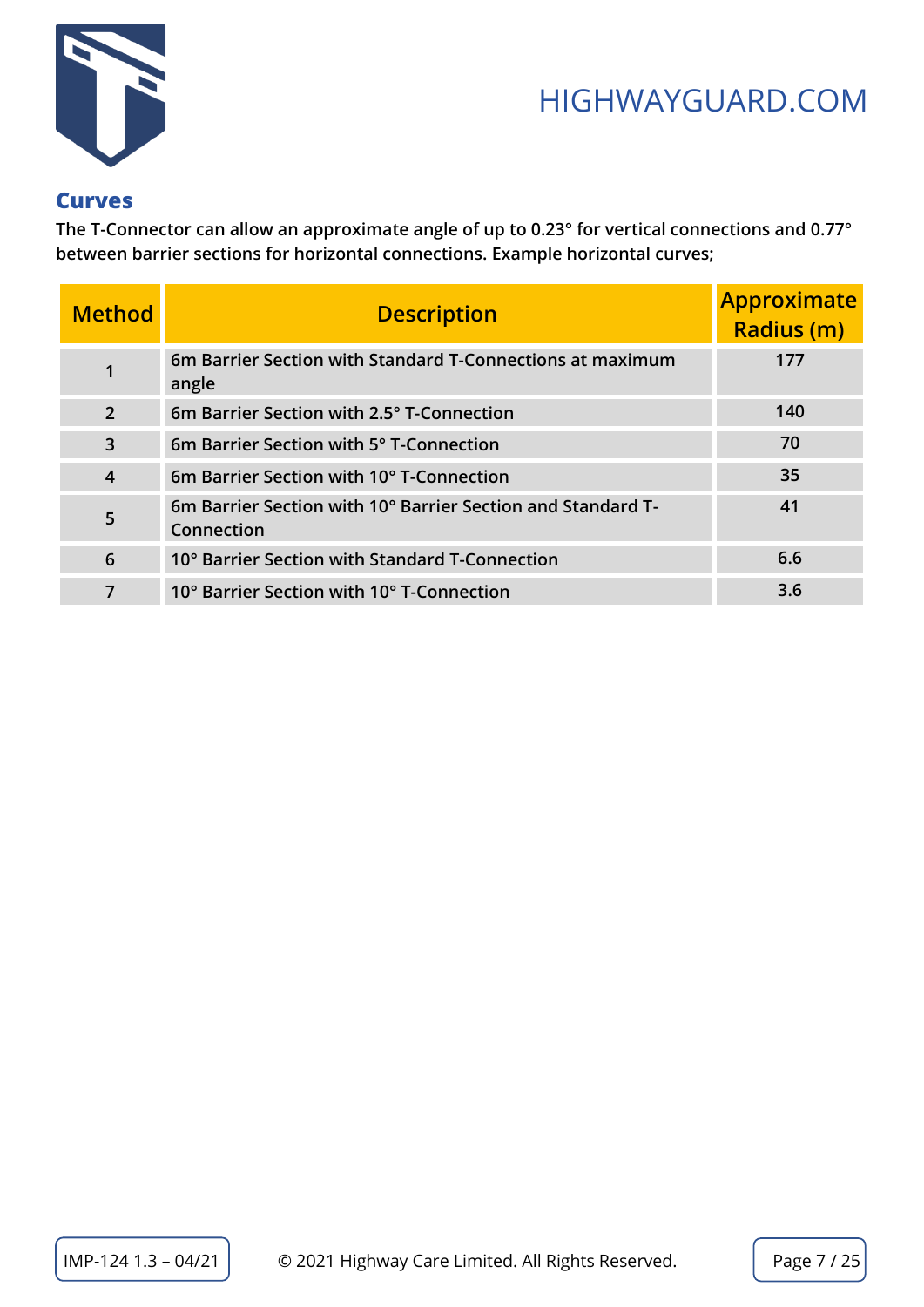## Curves

**The T-Connector can allow an approximate angle of up to 0.23° for vertical connections and 0.77° between barrier sections for horizontal connections. Example horizontal curves;**

| Method | Description | Approximate Radius (m) |
|---|---|---|
| 1 | 6m Barrier Section with Standard T-Connections at maximum angle | 177 |
| 2 | 6m Barrier Section with 2.5° T-Connection | 140 |
| 3 | 6m Barrier Section with 5° T-Connection | 70 |
| 4 | 6m Barrier Section with 10° T-Connection | 35 |
| 5 | 6m Barrier Section with 10° Barrier Section and Standard T-Connection | 41 |
| 6 | 10° Barrier Section with Standard T-Connection | 6.6 |
| 7 | 10° Barrier Section with 10° T-Connection | 3.6 |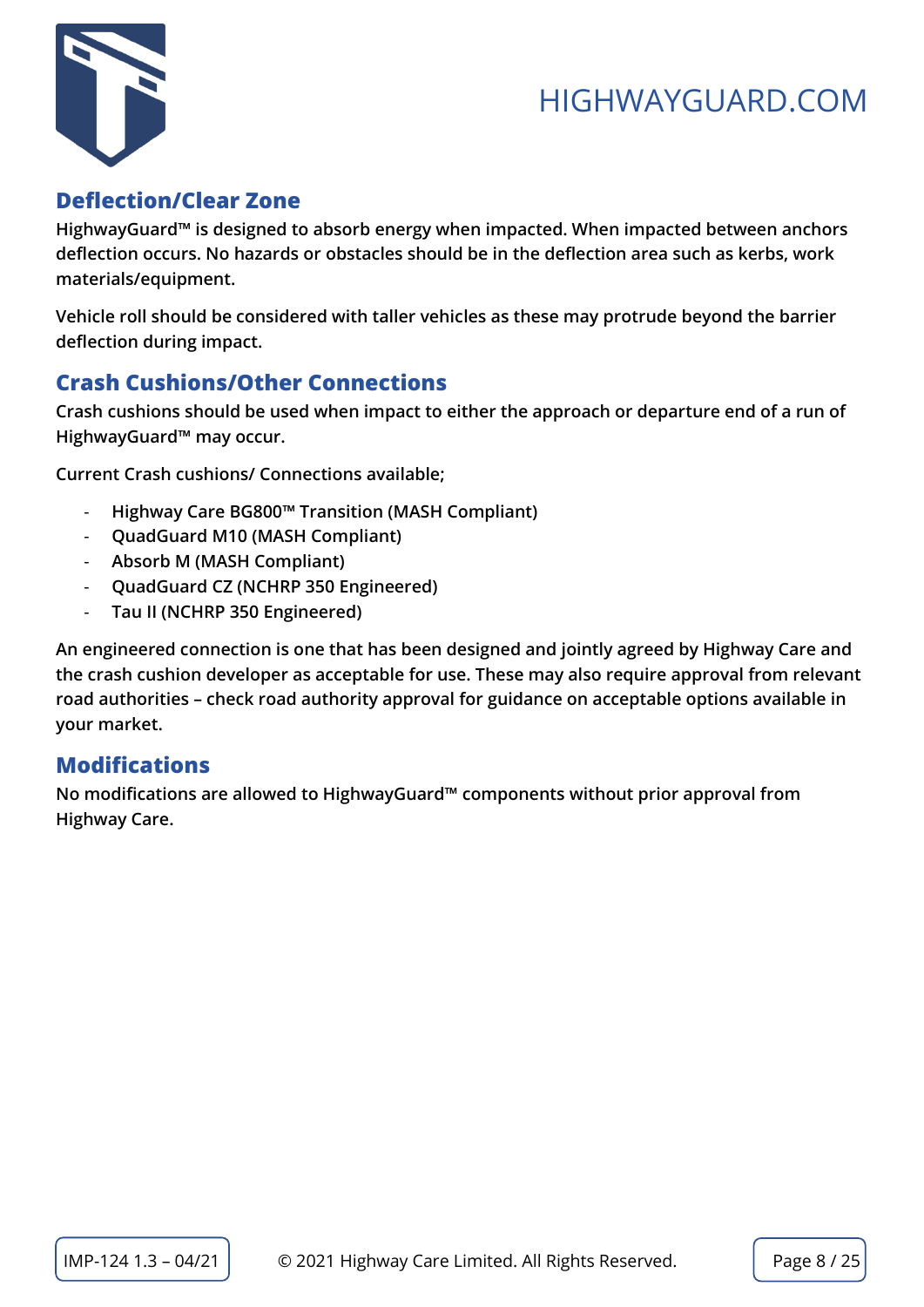## Deflection/Clear Zone

HighwayGuard™ is designed to absorb energy when impacted. When impacted between anchors deflection occurs. No hazards or obstacles should be in the deflection area such as kerbs, work materials/equipment.

Vehicle roll should be considered with taller vehicles as these may protrude beyond the barrier deflection during impact.

## Crash Cushions/Other Connections

Crash cushions should be used when impact to either the approach or departure end of a run of HighwayGuard™ may occur.

Current Crash cushions/ Connections available;

- Highway Care BG800™ Transition (MASH Compliant)
- QuadGuard M10 (MASH Compliant)
- Absorb M (MASH Compliant)
- QuadGuard CZ (NCHRP 350 Engineered)
- Tau II (NCHRP 350 Engineered)

An engineered connection is one that has been designed and jointly agreed by Highway Care and the crash cushion developer as acceptable for use. These may also require approval from relevant road authorities – check road authority approval for guidance on acceptable options available in your market.

## Modifications

No modifications are allowed to HighwayGuard™ components without prior approval from Highway Care.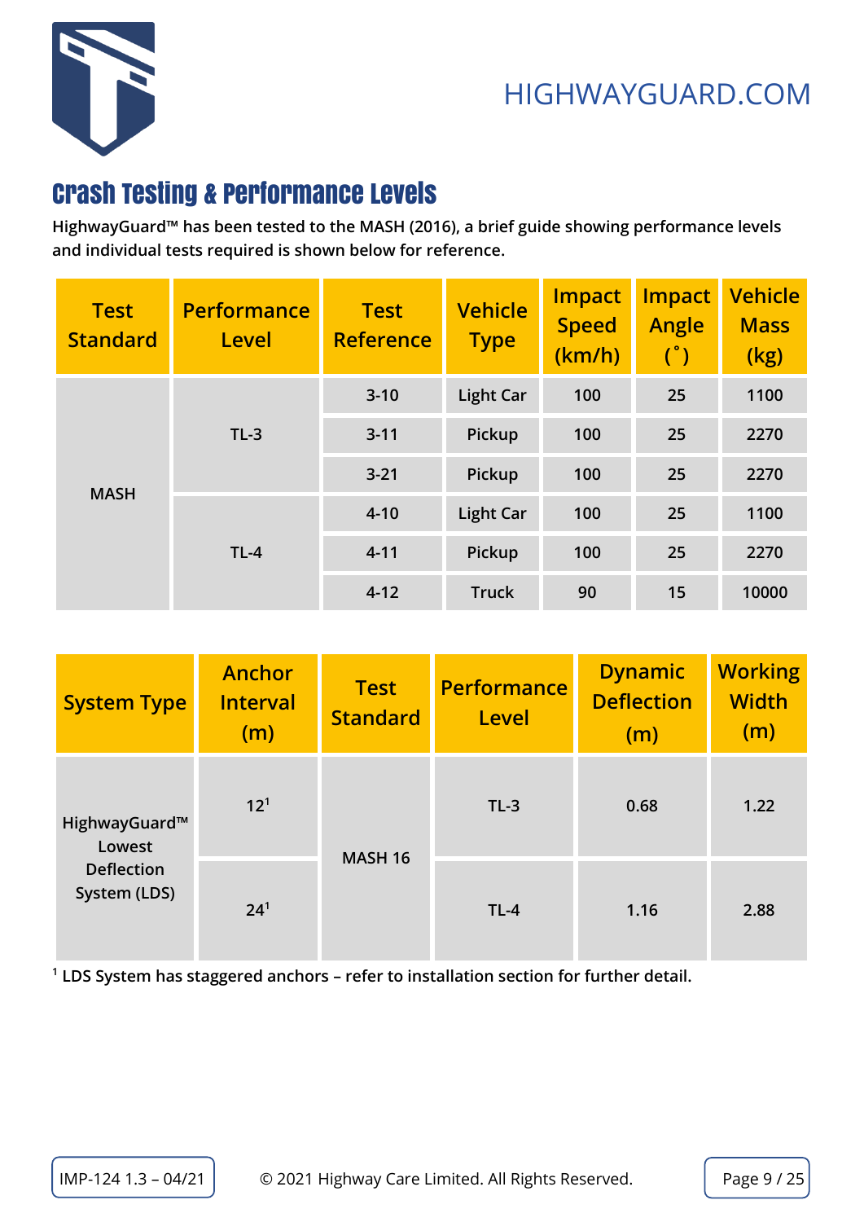## Crash Testing & Performance Levels

HighwayGuard™ has been tested to the MASH (2016), a brief guide showing performance levels and individual tests required is shown below for reference.

| Test Standard | Performance Level | Test Reference | Vehicle Type | Impact Speed (km/h) | Impact Angle (˚) | Vehicle Mass (kg) |
|---|---|---|---|---|---|---|
| MASH | TL-3 | 3-10 | Light Car | 100 | 25 | 1100 |
| | | 3-11 | Pickup | 100 | 25 | 2270 |
| | | 3-21 | Pickup | 100 | 25 | 2270 |
| | TL-4 | 4-10 | Light Car | 100 | 25 | 1100 |
| | | 4-11 | Pickup | 100 | 25 | 2270 |
| | | 4-12 | Truck | 90 | 15 | 10000 |

| System Type | Anchor Interval (m) | Test Standard | Performance Level | Dynamic Deflection (m) | Working Width (m) |
|---|---|---|---|---|---|
| HighwayGuard™ Lowest Deflection System (LDS) | 12[1] | MASH 16 | TL-3 | 0.68 | 1.22 |
| | 24[1] | | TL-4 | 1.16 | 2.88 |

[1] LDS System has staggered anchors – refer to installation section for further detail.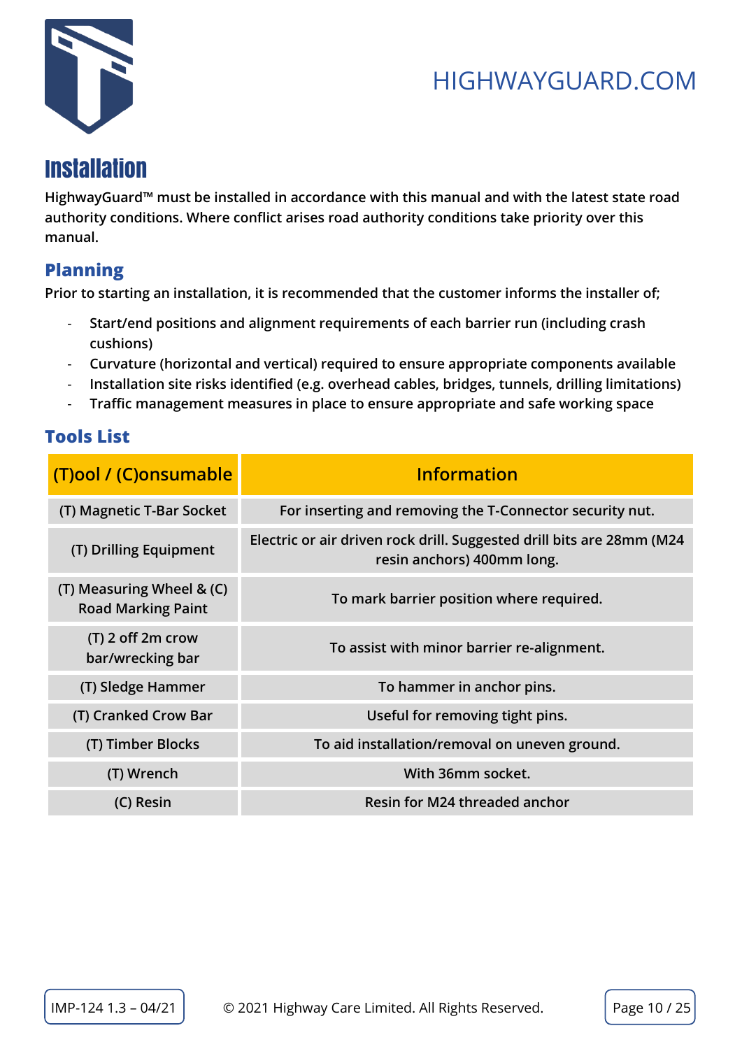# Installation

HighwayGuard™ must be installed in accordance with this manual and with the latest state road authority conditions. Where conflict arises road authority conditions take priority over this manual.

## Planning

Prior to starting an installation, it is recommended that the customer informs the installer of;

- Start/end positions and alignment requirements of each barrier run (including crash cushions)
- Curvature (horizontal and vertical) required to ensure appropriate components available
- Installation site risks identified (e.g. overhead cables, bridges, tunnels, drilling limitations)
- Traffic management measures in place to ensure appropriate and safe working space

## Tools List

| (T)ool / (C)onsumable | Information |
|---|---|
| (T) Magnetic T-Bar Socket | For inserting and removing the T-Connector security nut. |
| (T) Drilling Equipment | Electric or air driven rock drill. Suggested drill bits are 28mm (M24 resin anchors) 400mm long. |
| (T) Measuring Wheel & (C) Road Marking Paint | To mark barrier position where required. |
| (T) 2 off 2m crow bar/wrecking bar | To assist with minor barrier re-alignment. |
| (T) Sledge Hammer | To hammer in anchor pins. |
| (T) Cranked Crow Bar | Useful for removing tight pins. |
| (T) Timber Blocks | To aid installation/removal on uneven ground. |
| (T) Wrench | With 36mm socket. |
| (C) Resin | Resin for M24 threaded anchor |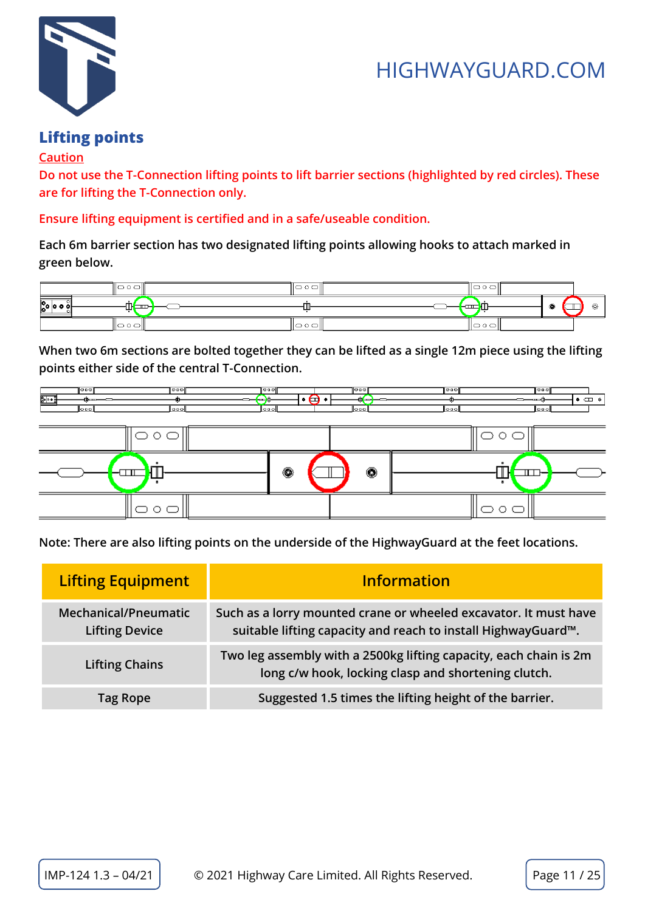## Lifting points

Caution

Do not use the T-Connection lifting points to lift barrier sections (highlighted by red circles). These are for lifting the T-Connection only.

Ensure lifting equipment is certified and in a safe/useable condition.

Each 6m barrier section has two designated lifting points allowing hooks to attach marked in green below.

When two 6m sections are bolted together they can be lifted as a single 12m piece using the lifting points either side of the central T-Connection.

Note: There are also lifting points on the underside of the HighwayGuard at the feet locations.

| Lifting Equipment | Information |
|---|---|
| Mechanical/Pneumatic Lifting Device | Such as a lorry mounted crane or wheeled excavator. It must have suitable lifting capacity and reach to install HighwayGuard™. |
| Lifting Chains | Two leg assembly with a 2500kg lifting capacity, each chain is 2m long c/w hook, locking clasp and shortening clutch. |
| Tag Rope | Suggested 1.5 times the lifting height of the barrier. |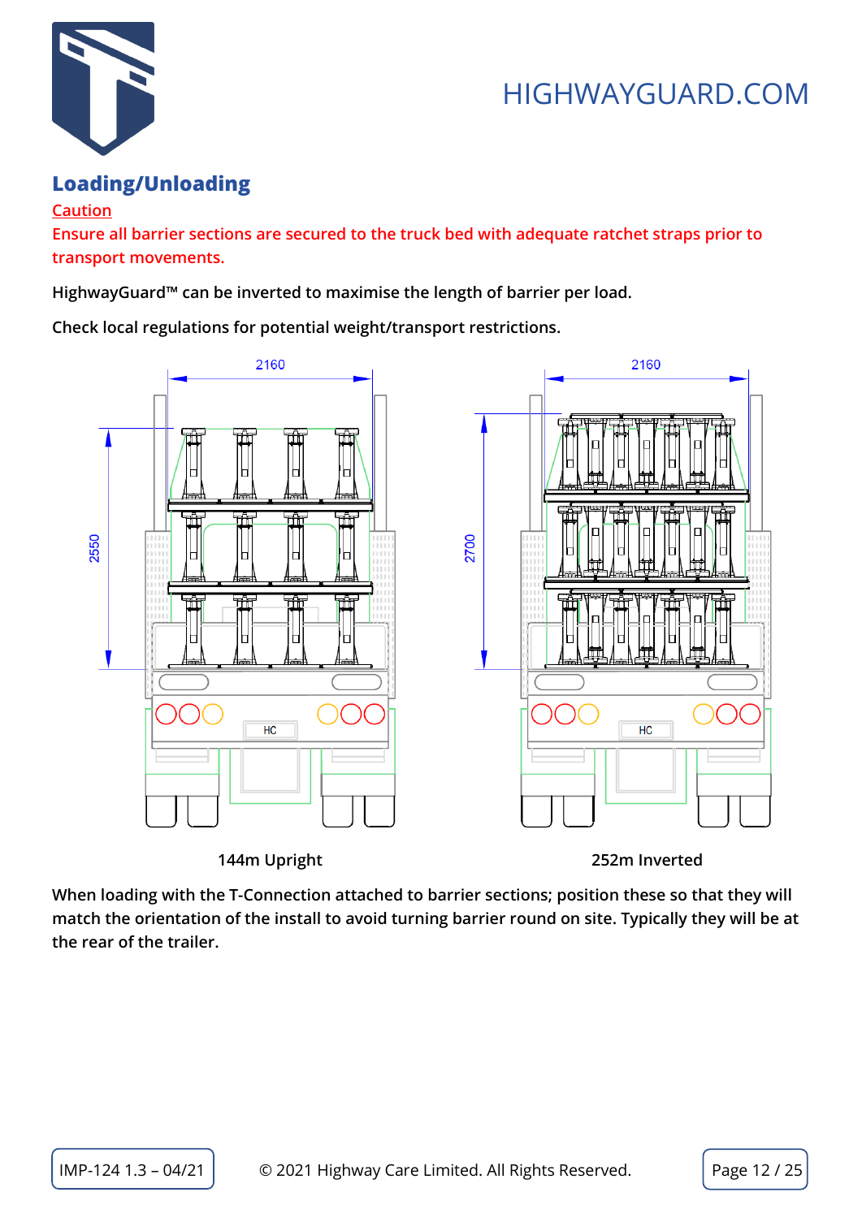## Loading/Unloading

Caution

Ensure all barrier sections are secured to the truck bed with adequate ratchet straps prior to transport movements.

HighwayGuard™ can be inverted to maximise the length of barrier per load.

Check local regulations for potential weight/transport restrictions.

2160

2550

144m Upright

2160

2700

252m Inverted

When loading with the T-Connection attached to barrier sections; position these so that they will match the orientation of the install to avoid turning barrier round on site. Typically they will be at the rear of the trailer.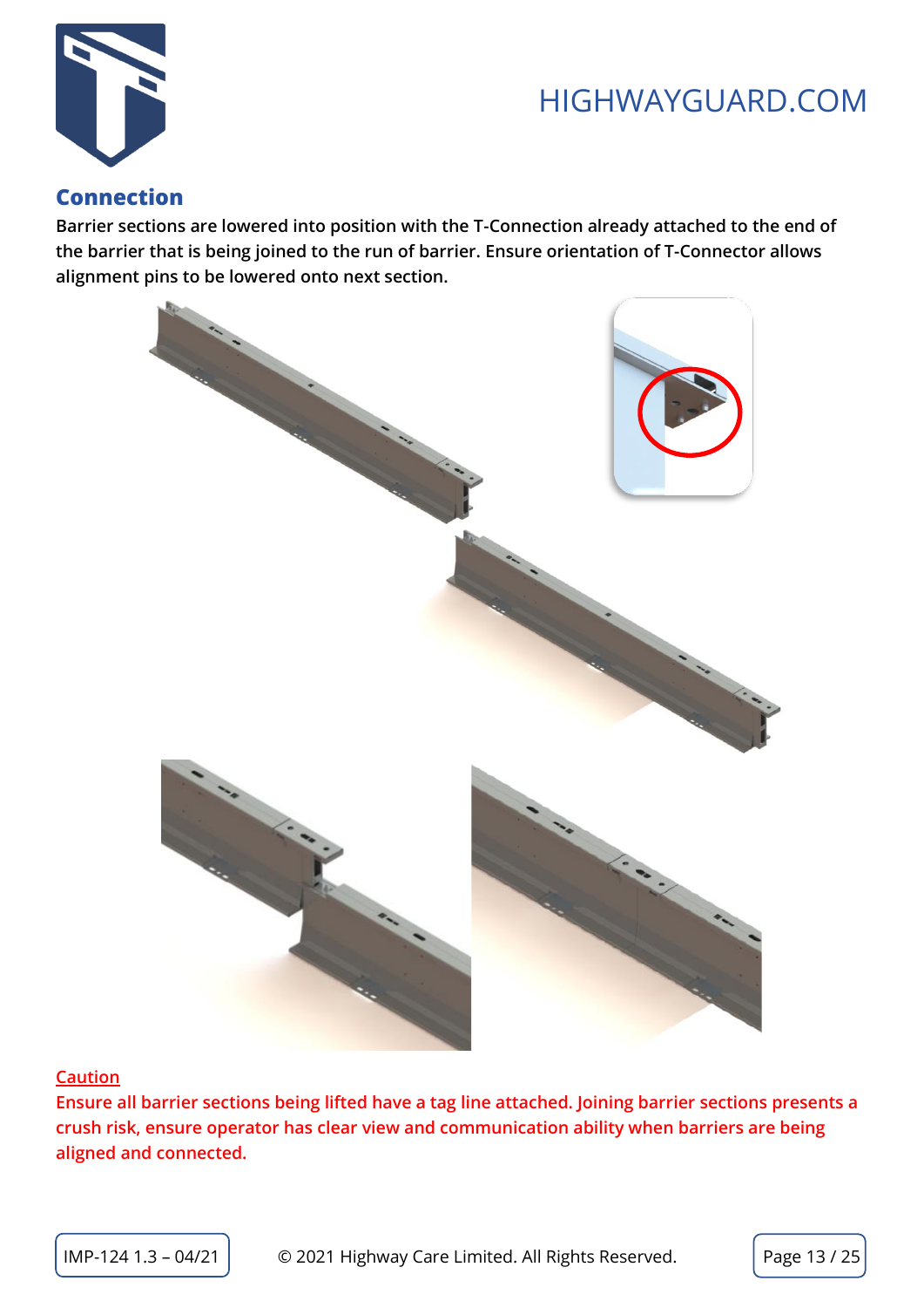## Connection

**Barrier sections are lowered into position with the T-Connection already attached to the end of the barrier that is being joined to the run of barrier. Ensure orientation of T-Connector allows alignment pins to be lowered onto next section.**

**Caution**

**Ensure all barrier sections being lifted have a tag line attached. Joining barrier sections presents a crush risk, ensure operator has clear view and communication ability when barriers are being aligned and connected.**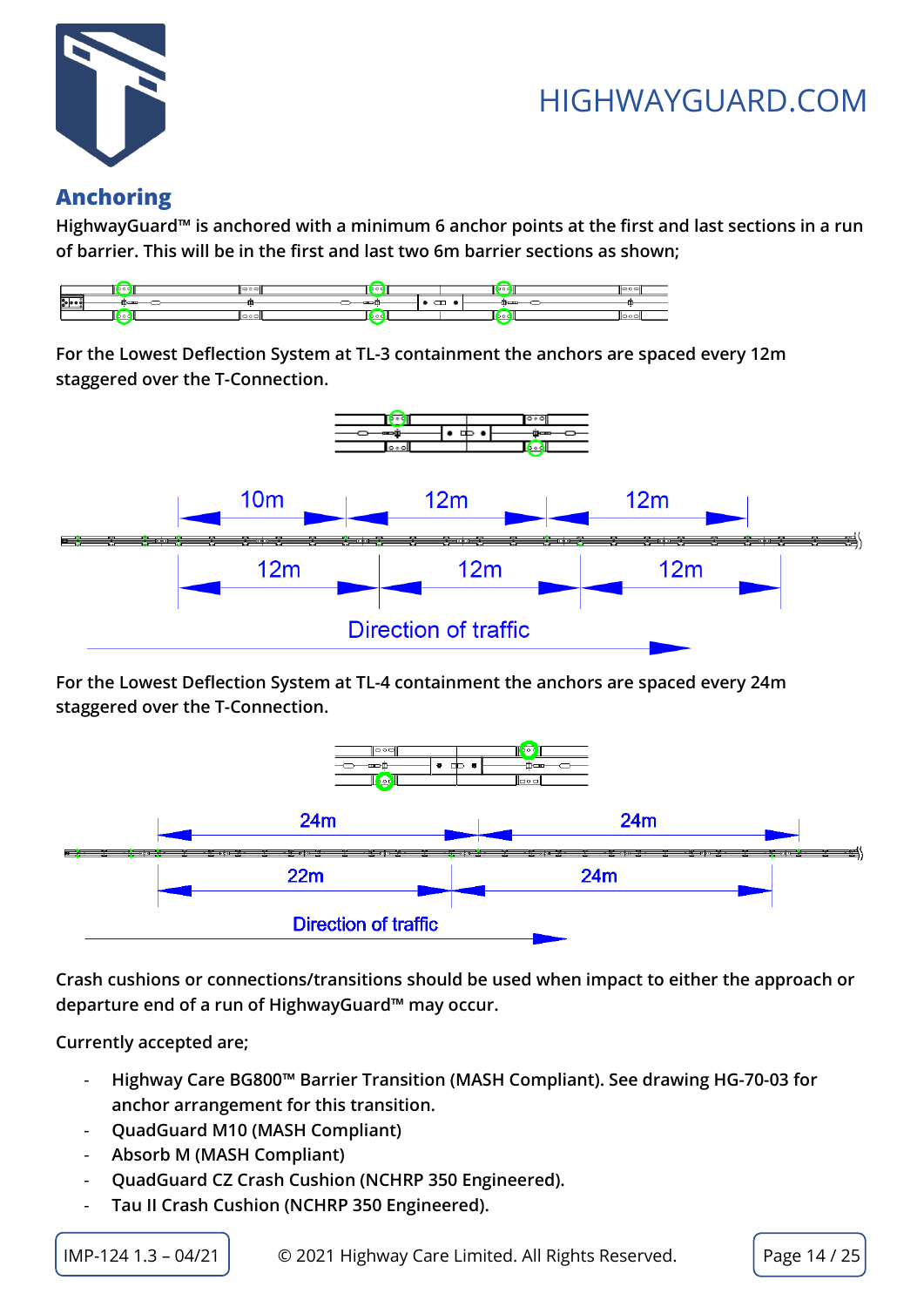## Anchoring

HighwayGuard™ is anchored with a minimum 6 anchor points at the first and last sections in a run of barrier. This will be in the first and last two 6m barrier sections as shown;

For the Lowest Deflection System at TL-3 containment the anchors are spaced every 12m staggered over the T-Connection.

For the Lowest Deflection System at TL-4 containment the anchors are spaced every 24m staggered over the T-Connection.

Crash cushions or connections/transitions should be used when impact to either the approach or departure end of a run of HighwayGuard™ may occur.

Currently accepted are;

- Highway Care BG800™ Barrier Transition (MASH Compliant). See drawing HG-70-03 for anchor arrangement for this transition.
- QuadGuard M10 (MASH Compliant)
- Absorb M (MASH Compliant)
- QuadGuard CZ Crash Cushion (NCHRP 350 Engineered).
- Tau II Crash Cushion (NCHRP 350 Engineered).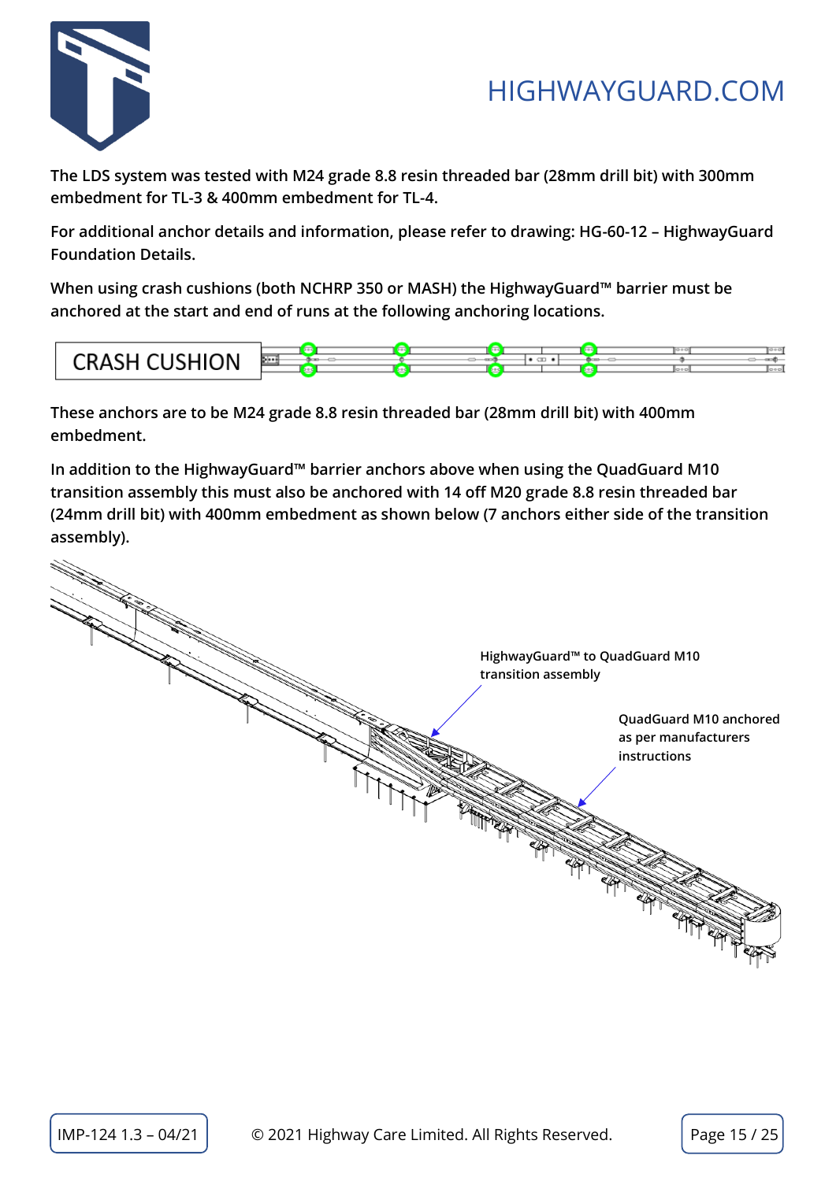The LDS system was tested with M24 grade 8.8 resin threaded bar (28mm drill bit) with 300mm embedment for TL-3 & 400mm embedment for TL-4.

For additional anchor details and information, please refer to drawing: HG-60-12 – HighwayGuard Foundation Details.

When using crash cushions (both NCHRP 350 or MASH) the HighwayGuard™ barrier must be anchored at the start and end of runs at the following anchoring locations.

CRASH CUSHION

These anchors are to be M24 grade 8.8 resin threaded bar (28mm drill bit) with 400mm embedment.

In addition to the HighwayGuard™ barrier anchors above when using the QuadGuard M10 transition assembly this must also be anchored with 14 off M20 grade 8.8 resin threaded bar (24mm drill bit) with 400mm embedment as shown below (7 anchors either side of the transition assembly).

HighwayGuard™ to QuadGuard M10 transition assembly

QuadGuard M10 anchored as per manufacturers instructions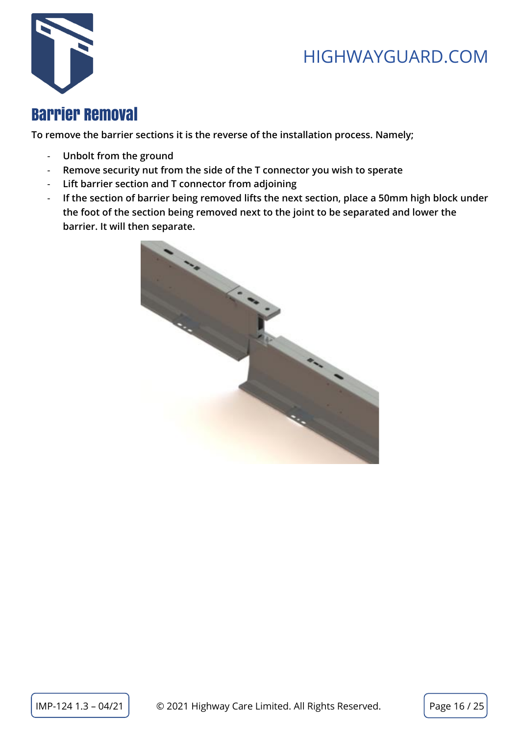# Barrier Removal

**To remove the barrier sections it is the reverse of the installation process. Namely;**

- **Unbolt from the ground**
- **Remove security nut from the side of the T connector you wish to sperate**
- **Lift barrier section and T connector from adjoining**
- **If the section of barrier being removed lifts the next section, place a 50mm high block under the foot of the section being removed next to the joint to be separated and lower the barrier. It will then separate.**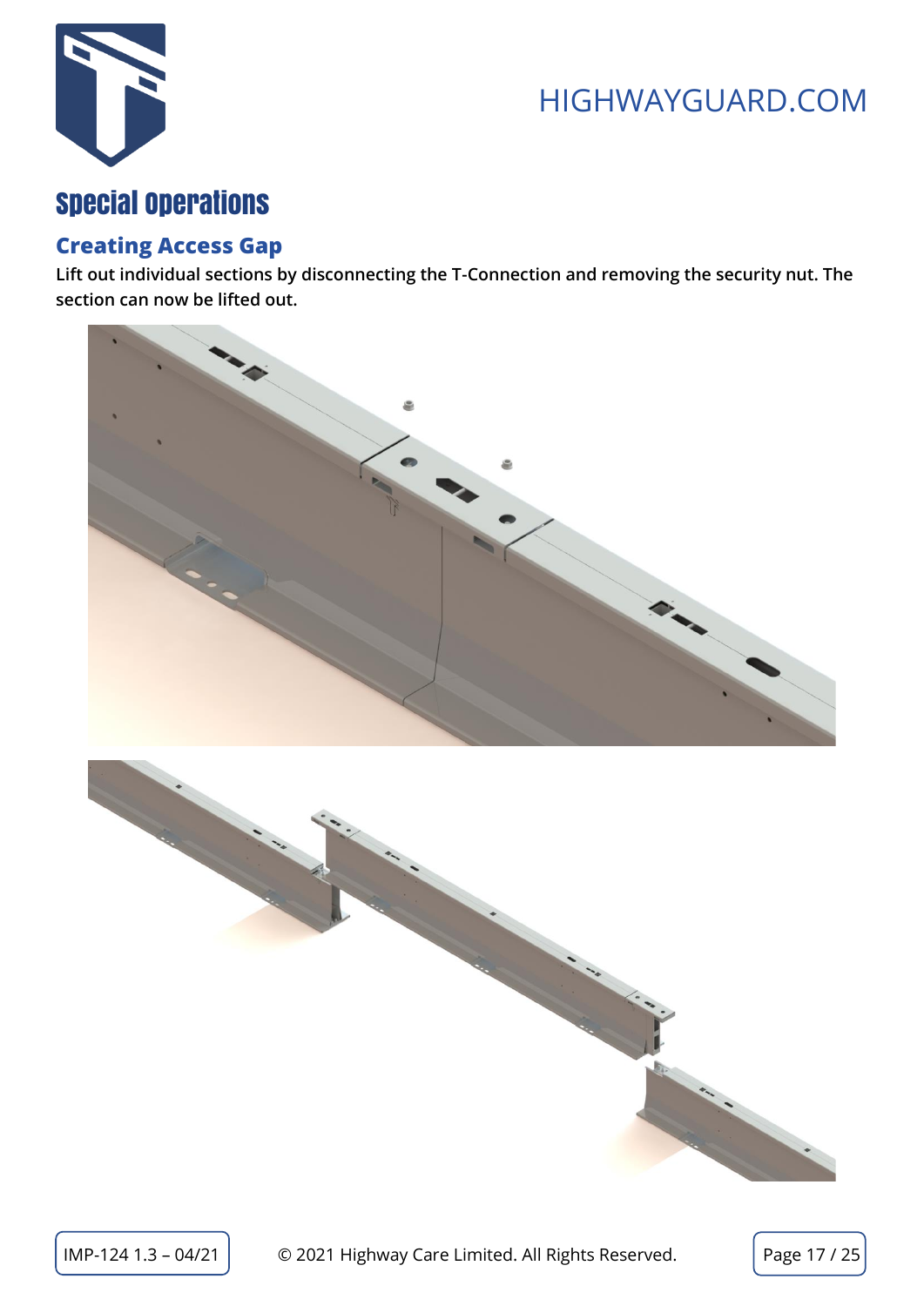# Special Operations

## Creating Access Gap

**Lift out individual sections by disconnecting the T-Connection and removing the security nut. The section can now be lifted out.**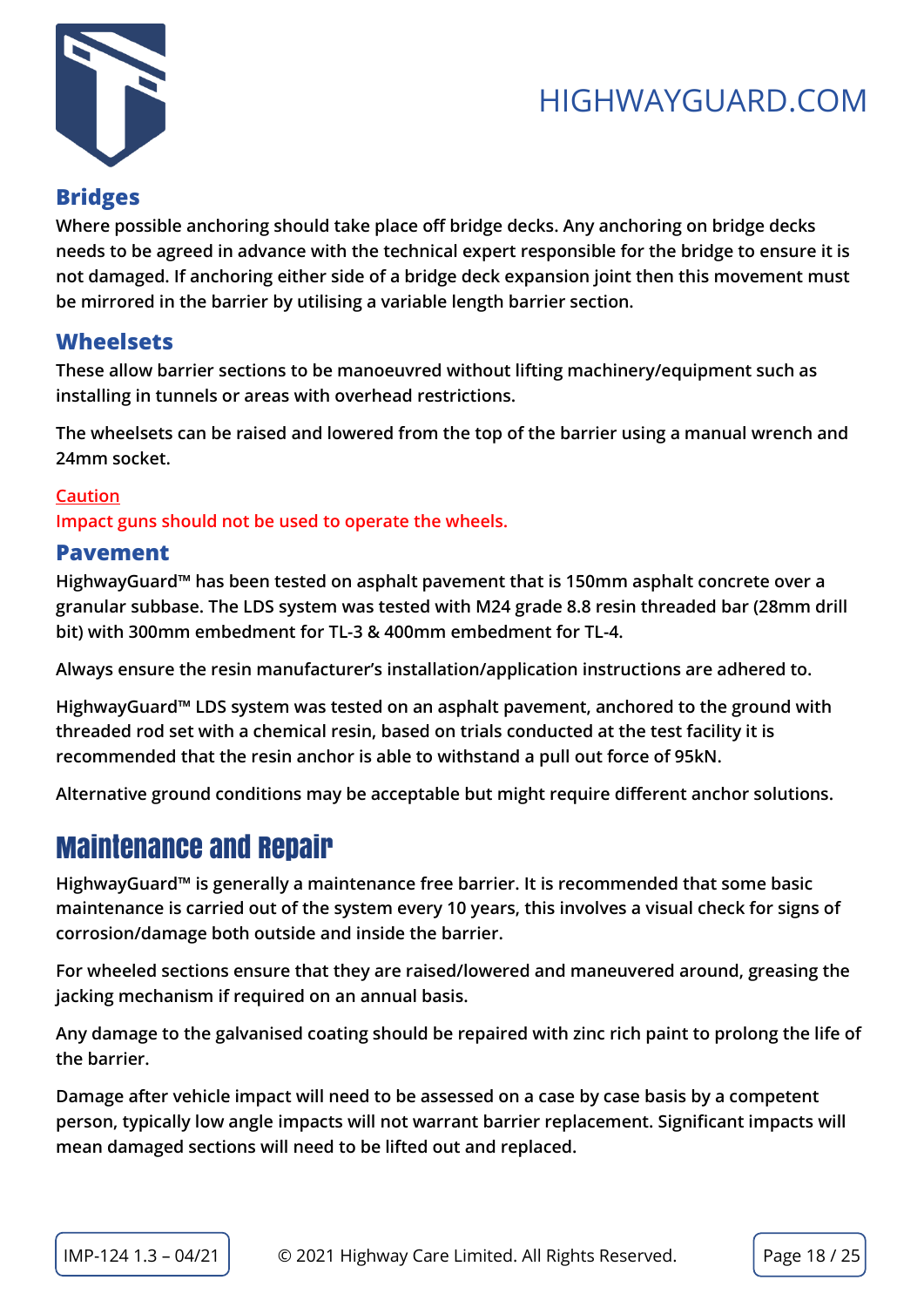## Bridges

Where possible anchoring should take place off bridge decks. Any anchoring on bridge decks needs to be agreed in advance with the technical expert responsible for the bridge to ensure it is not damaged. If anchoring either side of a bridge deck expansion joint then this movement must be mirrored in the barrier by utilising a variable length barrier section.

## Wheelsets

These allow barrier sections to be manoeuvred without lifting machinery/equipment such as installing in tunnels or areas with overhead restrictions.

The wheelsets can be raised and lowered from the top of the barrier using a manual wrench and 24mm socket.

Caution

Impact guns should not be used to operate the wheels.

## Pavement

HighwayGuard™ has been tested on asphalt pavement that is 150mm asphalt concrete over a granular subbase. The LDS system was tested with M24 grade 8.8 resin threaded bar (28mm drill bit) with 300mm embedment for TL-3 & 400mm embedment for TL-4.

Always ensure the resin manufacturer's installation/application instructions are adhered to.

HighwayGuard™ LDS system was tested on an asphalt pavement, anchored to the ground with threaded rod set with a chemical resin, based on trials conducted at the test facility it is recommended that the resin anchor is able to withstand a pull out force of 95kN.

Alternative ground conditions may be acceptable but might require different anchor solutions.

# Maintenance and Repair

HighwayGuard™ is generally a maintenance free barrier. It is recommended that some basic maintenance is carried out of the system every 10 years, this involves a visual check for signs of corrosion/damage both outside and inside the barrier.

For wheeled sections ensure that they are raised/lowered and maneuvered around, greasing the jacking mechanism if required on an annual basis.

Any damage to the galvanised coating should be repaired with zinc rich paint to prolong the life of the barrier.

Damage after vehicle impact will need to be assessed on a case by case basis by a competent person, typically low angle impacts will not warrant barrier replacement. Significant impacts will mean damaged sections will need to be lifted out and replaced.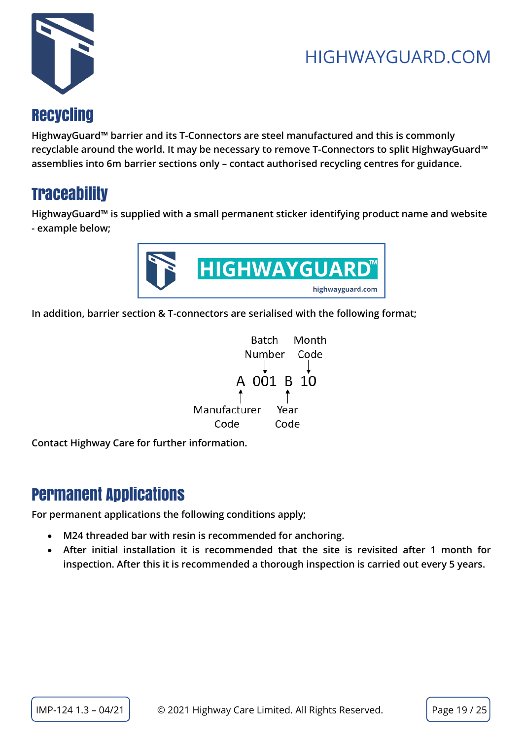## Recycling

HighwayGuard™ barrier and its T-Connectors are steel manufactured and this is commonly recyclable around the world. It may be necessary to remove T-Connectors to split HighwayGuard™ assemblies into 6m barrier sections only – contact authorised recycling centres for guidance.

## Traceability

HighwayGuard™ is supplied with a small permanent sticker identifying product name and website - example below;

HIGHWAYGUARD™
highwayguard.com

In addition, barrier section & T-connectors are serialised with the following format;

```
        Batch    Month
        Number   Code
          ↓        ↓
    A    001   B   10
    ↑          ↑
Manufacturer   Year
   Code        Code
```

Contact Highway Care for further information.

## Permanent Applications

For permanent applications the following conditions apply;

- M24 threaded bar with resin is recommended for anchoring.
- After initial installation it is recommended that the site is revisited after 1 month for inspection. After this it is recommended a thorough inspection is carried out every 5 years.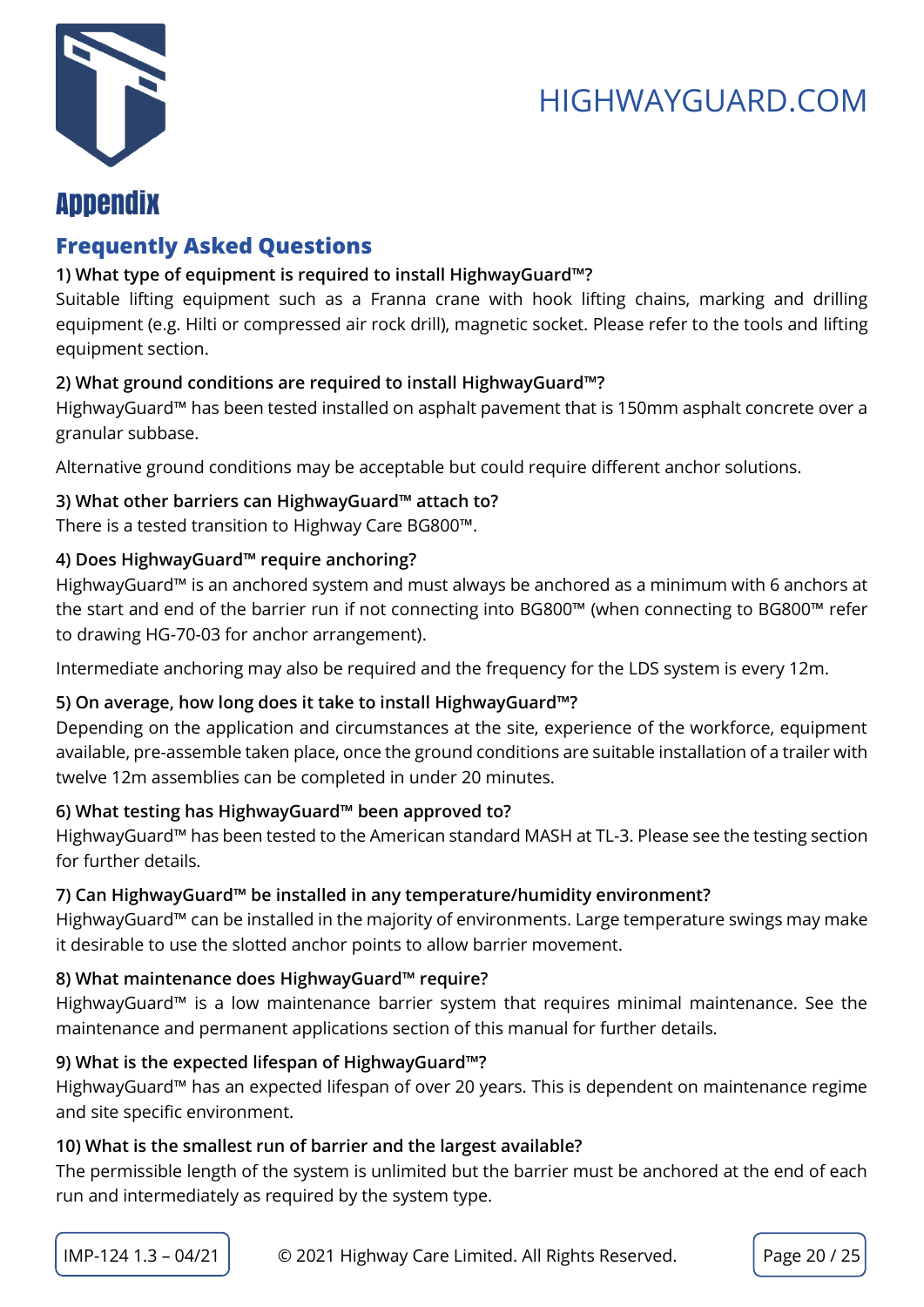# Appendix

## Frequently Asked Questions

**1) What type of equipment is required to install HighwayGuard™?**

Suitable lifting equipment such as a Franna crane with hook lifting chains, marking and drilling equipment (e.g. Hilti or compressed air rock drill), magnetic socket. Please refer to the tools and lifting equipment section.

**2) What ground conditions are required to install HighwayGuard™?**

HighwayGuard™ has been tested installed on asphalt pavement that is 150mm asphalt concrete over a granular subbase.

Alternative ground conditions may be acceptable but could require different anchor solutions.

**3) What other barriers can HighwayGuard™ attach to?**

There is a tested transition to Highway Care BG800™.

**4) Does HighwayGuard™ require anchoring?**

HighwayGuard™ is an anchored system and must always be anchored as a minimum with 6 anchors at the start and end of the barrier run if not connecting into BG800™ (when connecting to BG800™ refer to drawing HG-70-03 for anchor arrangement).

Intermediate anchoring may also be required and the frequency for the LDS system is every 12m.

**5) On average, how long does it take to install HighwayGuard™?**

Depending on the application and circumstances at the site, experience of the workforce, equipment available, pre-assemble taken place, once the ground conditions are suitable installation of a trailer with twelve 12m assemblies can be completed in under 20 minutes.

**6) What testing has HighwayGuard™ been approved to?**

HighwayGuard™ has been tested to the American standard MASH at TL-3. Please see the testing section for further details.

**7) Can HighwayGuard™ be installed in any temperature/humidity environment?**

HighwayGuard™ can be installed in the majority of environments. Large temperature swings may make it desirable to use the slotted anchor points to allow barrier movement.

**8) What maintenance does HighwayGuard™ require?**

HighwayGuard™ is a low maintenance barrier system that requires minimal maintenance. See the maintenance and permanent applications section of this manual for further details.

**9) What is the expected lifespan of HighwayGuard™?**

HighwayGuard™ has an expected lifespan of over 20 years. This is dependent on maintenance regime and site specific environment.

**10) What is the smallest run of barrier and the largest available?**

The permissible length of the system is unlimited but the barrier must be anchored at the end of each run and intermediately as required by the system type.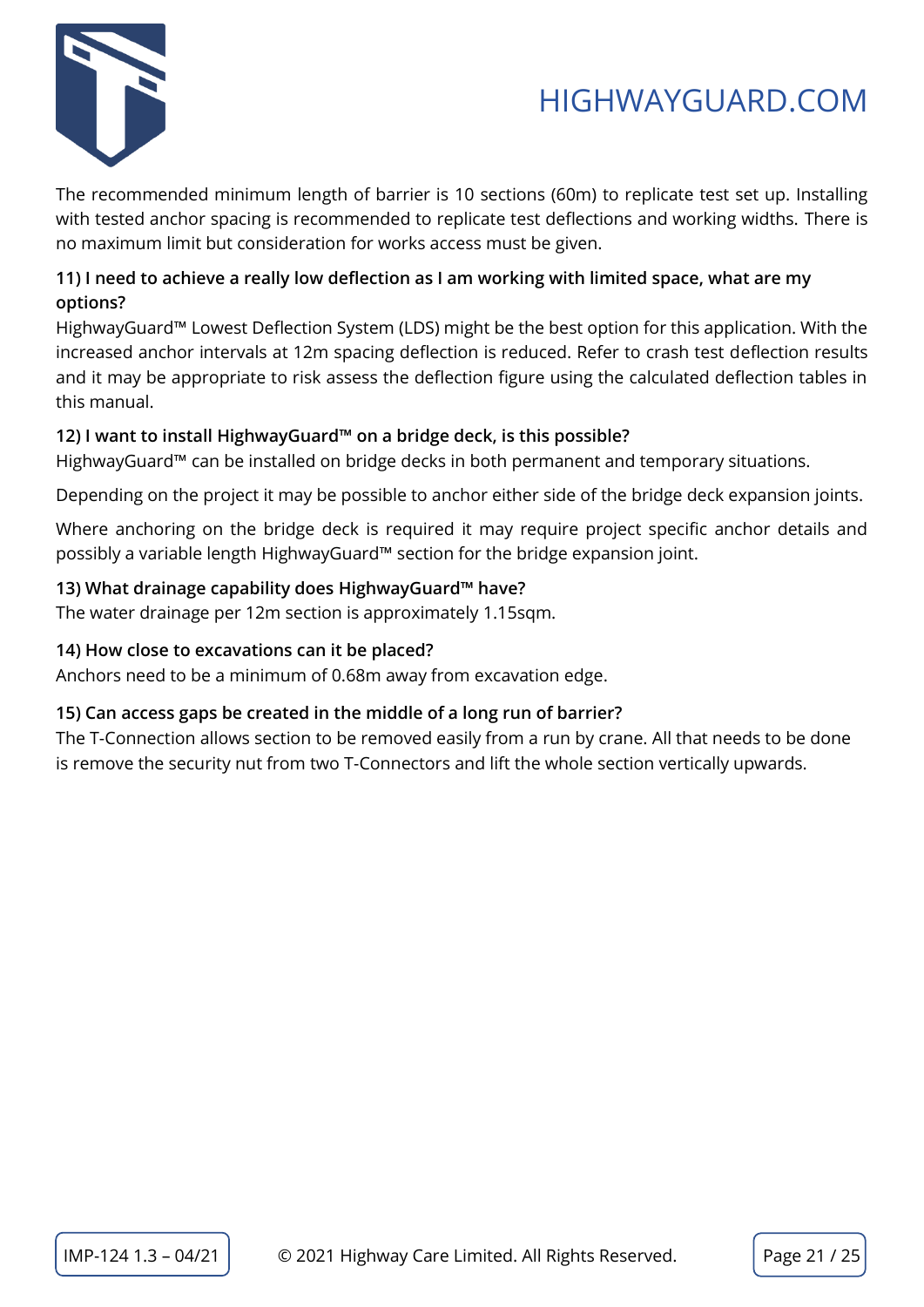The recommended minimum length of barrier is 10 sections (60m) to replicate test set up. Installing with tested anchor spacing is recommended to replicate test deflections and working widths. There is no maximum limit but consideration for works access must be given.

**11) I need to achieve a really low deflection as I am working with limited space, what are my options?**

HighwayGuard™ Lowest Deflection System (LDS) might be the best option for this application. With the increased anchor intervals at 12m spacing deflection is reduced. Refer to crash test deflection results and it may be appropriate to risk assess the deflection figure using the calculated deflection tables in this manual.

**12) I want to install HighwayGuard™ on a bridge deck, is this possible?**

HighwayGuard™ can be installed on bridge decks in both permanent and temporary situations.

Depending on the project it may be possible to anchor either side of the bridge deck expansion joints.

Where anchoring on the bridge deck is required it may require project specific anchor details and possibly a variable length HighwayGuard™ section for the bridge expansion joint.

**13) What drainage capability does HighwayGuard™ have?**

The water drainage per 12m section is approximately 1.15sqm.

**14) How close to excavations can it be placed?**

Anchors need to be a minimum of 0.68m away from excavation edge.

**15) Can access gaps be created in the middle of a long run of barrier?**

The T-Connection allows section to be removed easily from a run by crane. All that needs to be done is remove the security nut from two T-Connectors and lift the whole section vertically upwards.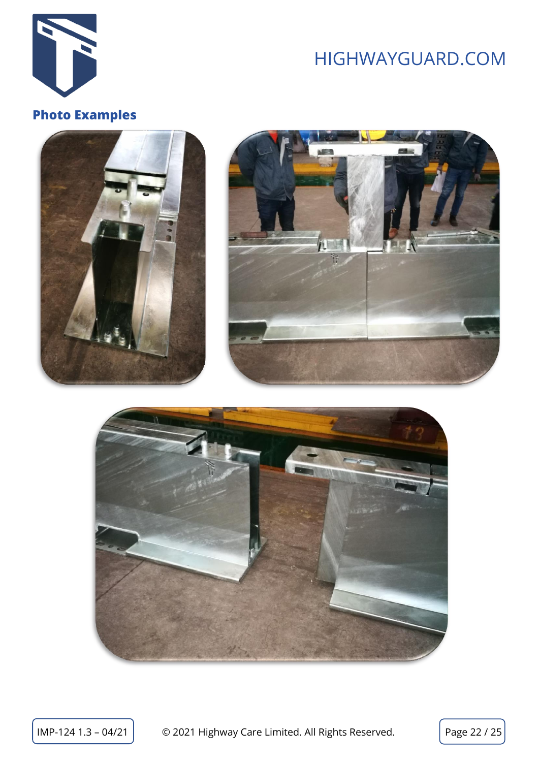## Photo Examples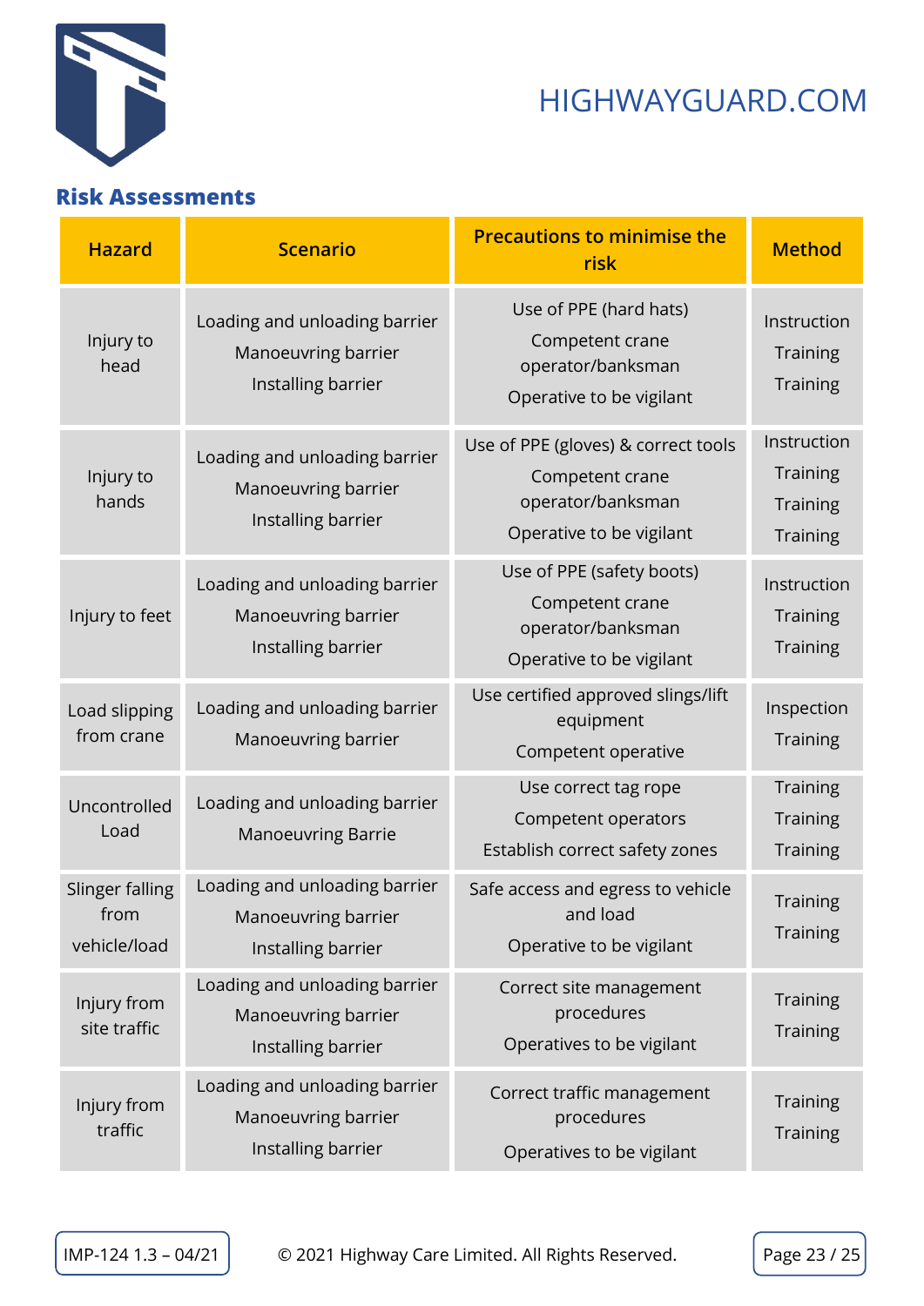## Risk Assessments

| Hazard | Scenario | Precautions to minimise the risk | Method |
|---|---|---|---|
| Injury to head | Loading and unloading barrier<br>Manoeuvring barrier<br>Installing barrier | Use of PPE (hard hats)<br>Competent crane operator/banksman<br>Operative to be vigilant | Instruction<br>Training<br>Training |
| Injury to hands | Loading and unloading barrier<br>Manoeuvring barrier<br>Installing barrier | Use of PPE (gloves) & correct tools<br>Competent crane operator/banksman<br>Operative to be vigilant | Instruction<br>Training<br>Training<br>Training |
| Injury to feet | Loading and unloading barrier<br>Manoeuvring barrier<br>Installing barrier | Use of PPE (safety boots)<br>Competent crane operator/banksman<br>Operative to be vigilant | Instruction<br>Training<br>Training |
| Load slipping from crane | Loading and unloading barrier<br>Manoeuvring barrier | Use certified approved slings/lift equipment<br>Competent operative | Inspection<br>Training |
| Uncontrolled Load | Loading and unloading barrier<br>Manoeuvring Barrie | Use correct tag rope<br>Competent operators<br>Establish correct safety zones | Training<br>Training<br>Training |
| Slinger falling from vehicle/load | Loading and unloading barrier<br>Manoeuvring barrier<br>Installing barrier | Safe access and egress to vehicle and load<br>Operative to be vigilant | Training<br>Training |
| Injury from site traffic | Loading and unloading barrier<br>Manoeuvring barrier<br>Installing barrier | Correct site management procedures<br>Operatives to be vigilant | Training<br>Training |
| Injury from traffic | Loading and unloading barrier<br>Manoeuvring barrier<br>Installing barrier | Correct traffic management procedures<br>Operatives to be vigilant | Training<br>Training |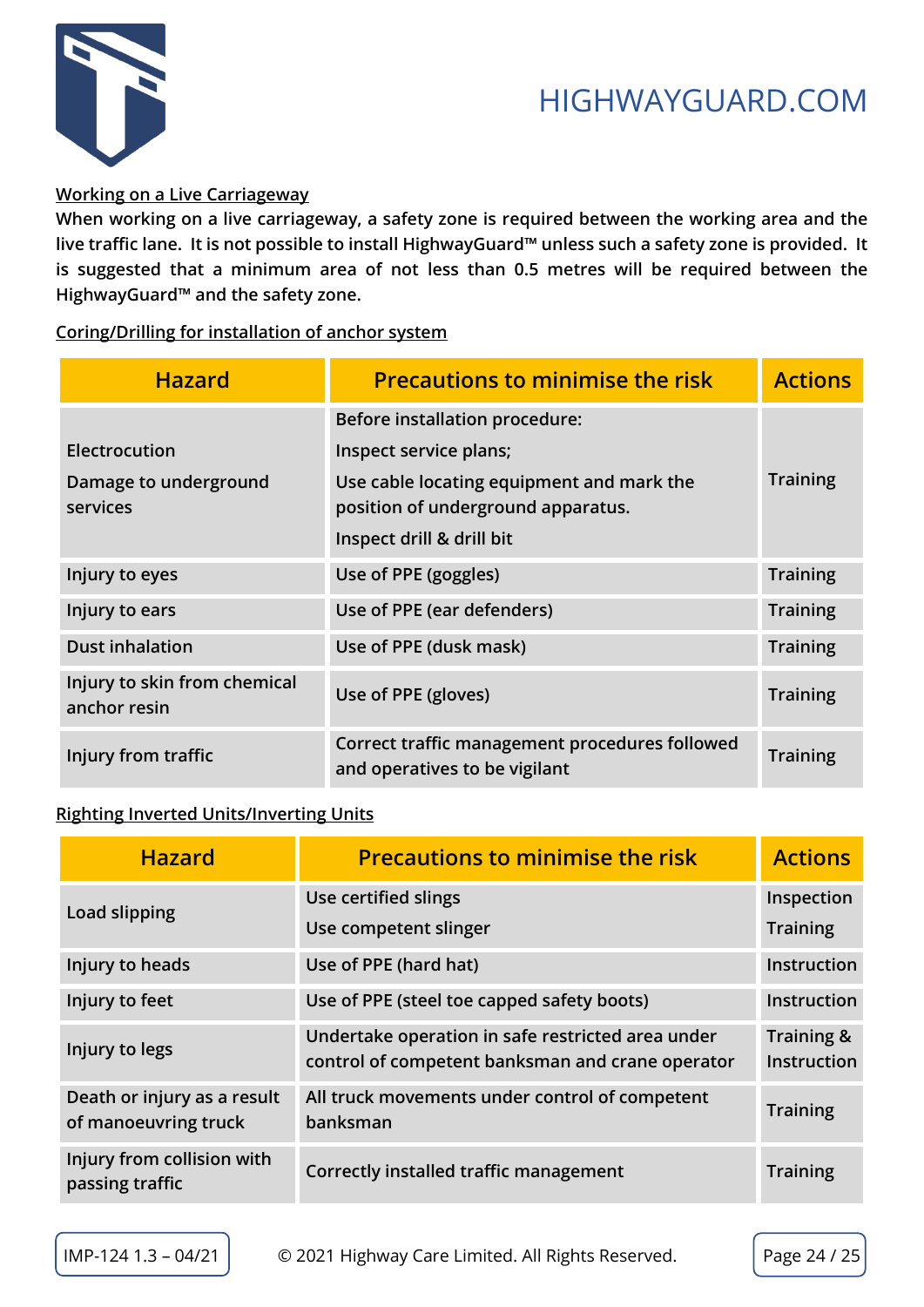## Working on a Live Carriageway

**When working on a live carriageway, a safety zone is required between the working area and the live traffic lane. It is not possible to install HighwayGuard™ unless such a safety zone is provided. It is suggested that a minimum area of not less than 0.5 metres will be required between the HighwayGuard™ and the safety zone.**

## Coring/Drilling for installation of anchor system

| Hazard | Precautions to minimise the risk | Actions |
|---|---|---|
| Electrocution<br>Damage to underground services | Before installation procedure:<br>Inspect service plans;<br>Use cable locating equipment and mark the position of underground apparatus.<br>Inspect drill & drill bit | Training |
| Injury to eyes | Use of PPE (goggles) | Training |
| Injury to ears | Use of PPE (ear defenders) | Training |
| Dust inhalation | Use of PPE (dusk mask) | Training |
| Injury to skin from chemical anchor resin | Use of PPE (gloves) | Training |
| Injury from traffic | Correct traffic management procedures followed and operatives to be vigilant | Training |

## Righting Inverted Units/Inverting Units

| Hazard | Precautions to minimise the risk | Actions |
|---|---|---|
| Load slipping | Use certified slings<br>Use competent slinger | Inspection<br>Training |
| Injury to heads | Use of PPE (hard hat) | Instruction |
| Injury to feet | Use of PPE (steel toe capped safety boots) | Instruction |
| Injury to legs | Undertake operation in safe restricted area under control of competent banksman and crane operator | Training & Instruction |
| Death or injury as a result of manoeuvring truck | All truck movements under control of competent banksman | Training |
| Injury from collision with passing traffic | Correctly installed traffic management | Training |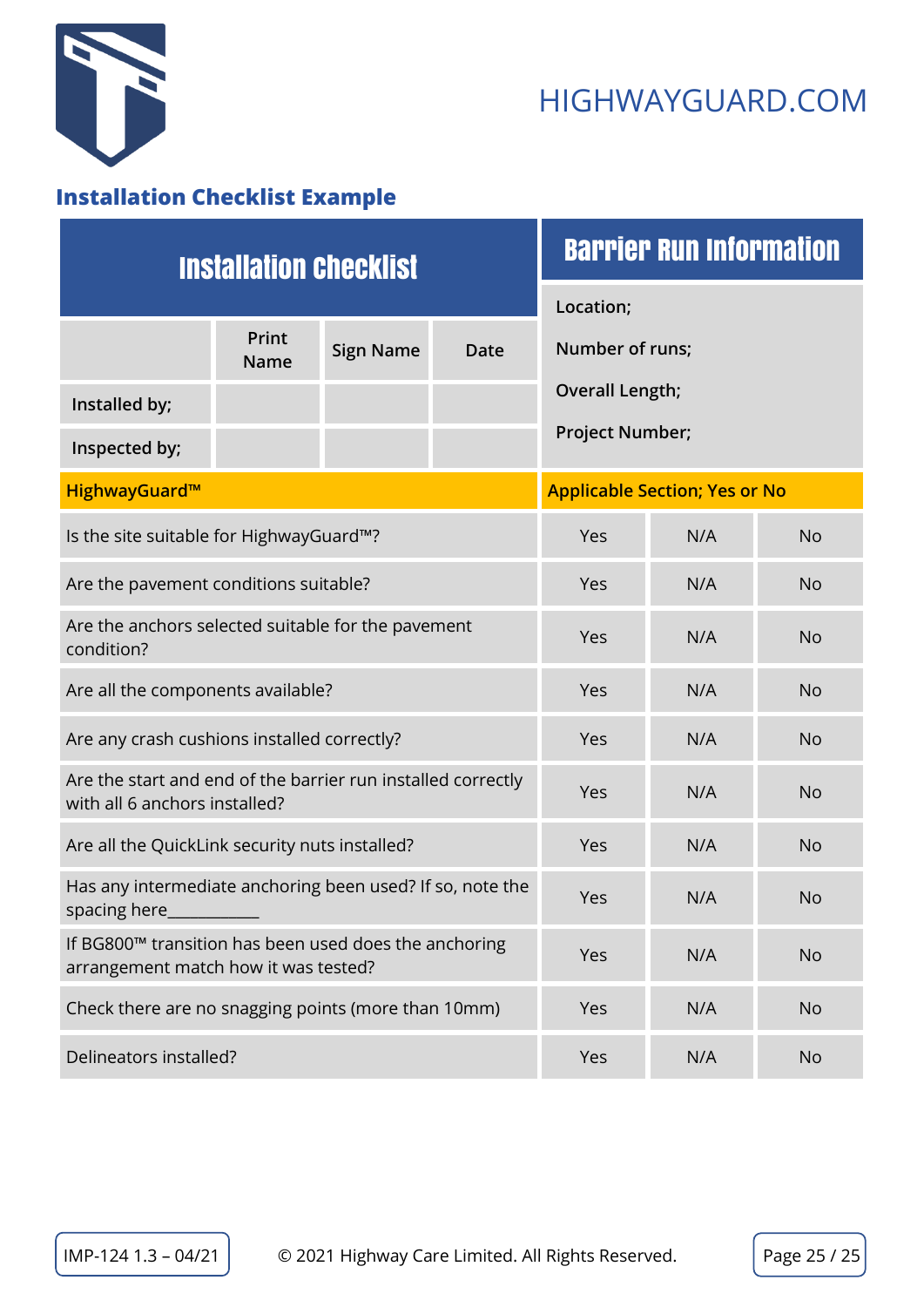HIGHWAYGUARD.COM

## Installation Checklist Example

| Installation Checklist | | | |
|---|---|---|---|
| | Print Name | Sign Name | Date |
| Installed by; | | | |
| Inspected by; | | | |

| Barrier Run Information |
|---|
| Location; |
| Number of runs; |
| Overall Length; |
| Project Number; |

| HighwayGuard™ | Applicable Section; Yes or No | | |
|---|---|---|---|
| Is the site suitable for HighwayGuard™? | Yes | N/A | No |
| Are the pavement conditions suitable? | Yes | N/A | No |
| Are the anchors selected suitable for the pavement condition? | Yes | N/A | No |
| Are all the components available? | Yes | N/A | No |
| Are any crash cushions installed correctly? | Yes | N/A | No |
| Are the start and end of the barrier run installed correctly with all 6 anchors installed? | Yes | N/A | No |
| Are all the QuickLink security nuts installed? | Yes | N/A | No |
| Has any intermediate anchoring been used? If so, note the spacing here___________ | Yes | N/A | No |
| If BG800™ transition has been used does the anchoring arrangement match how it was tested? | Yes | N/A | No |
| Check there are no snagging points (more than 10mm) | Yes | N/A | No |
| Delineators installed? | Yes | N/A | No |

IMP-124 1.3 – 04/21

© 2021 Highway Care Limited. All Rights Reserved.